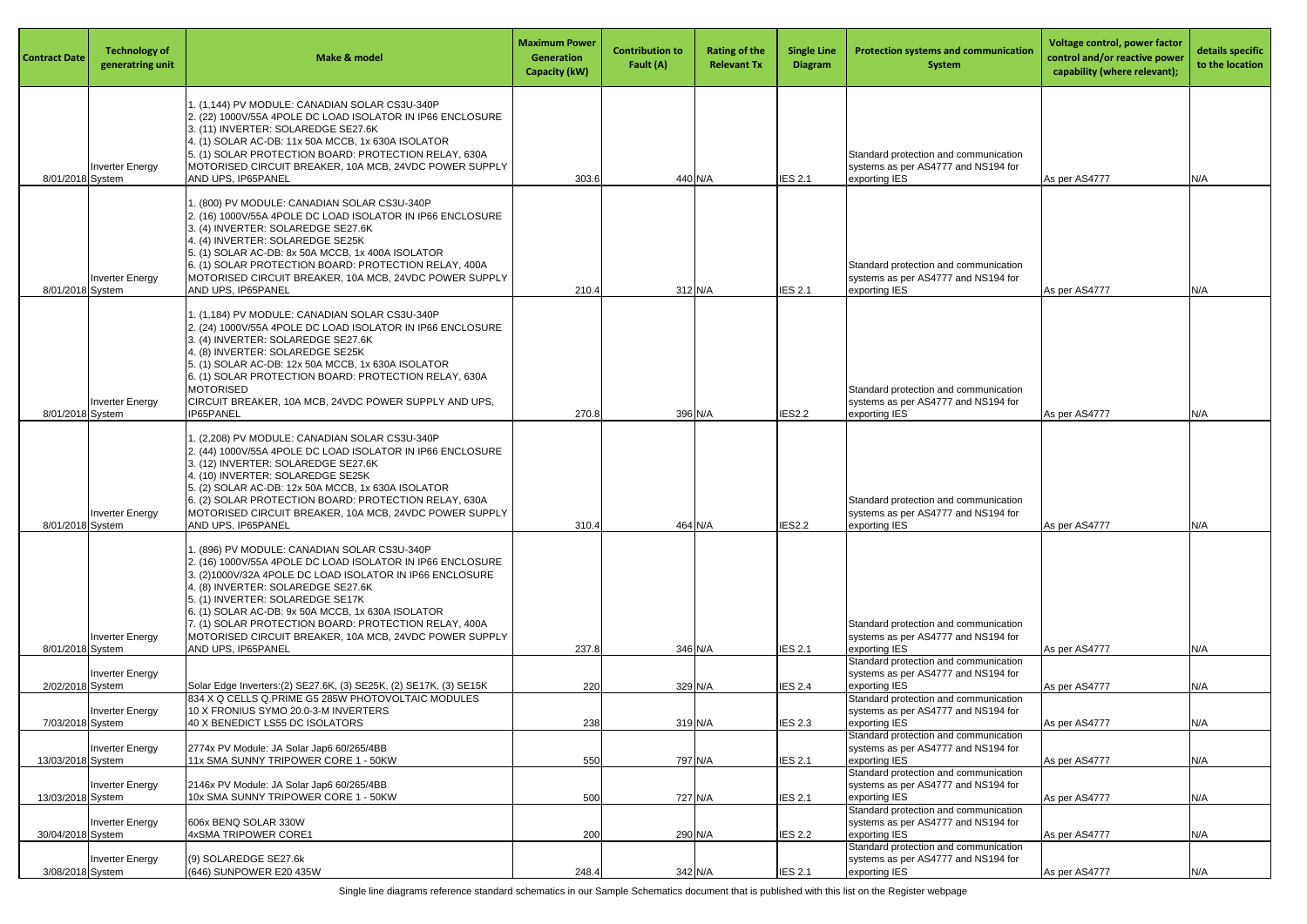| Contract Date | Technology of generatring unit | Make & model | Maximum Power Generation Capacity (kW) | Contribution to Fault (A) | Rating of the Relevant Tx | Single Line Diagram | Protection systems and communication System | Voltage control, power factor control and/or reactive power capability (where relevant); | details specific to the location |
|---|---|---|---|---|---|---|---|---|---|
| 8/01/2018 | Inverter Energy System | 1. (1,144) PV MODULE: CANADIAN SOLAR CS3U-340P<br>2. (22) 1000V/55A 4POLE DC LOAD ISOLATOR IN IP66 ENCLOSURE<br>3. (11) INVERTER: SOLAREDGE SE27.6K<br>4. (1) SOLAR AC-DB: 11x 50A MCCB, 1x 630A ISOLATOR<br>5. (1) SOLAR PROTECTION BOARD: PROTECTION RELAY, 630A MOTORISED CIRCUIT BREAKER, 10A MCB, 24VDC POWER SUPPLY AND UPS, IP65PANEL | 303.6 | 440 | N/A | IES 2.1 | Standard protection and communication systems as per AS4777 and NS194 for exporting IES | As per AS4777 | N/A |
| 8/01/2018 | Inverter Energy System | 1. (800) PV MODULE: CANADIAN SOLAR CS3U-340P<br>2. (16) 1000V/55A 4POLE DC LOAD ISOLATOR IN IP66 ENCLOSURE<br>3. (4) INVERTER: SOLAREDGE SE27.6K<br>4. (4) INVERTER: SOLAREDGE SE25K<br>5. (1) SOLAR AC-DB: 8x 50A MCCB, 1x 400A ISOLATOR<br>6. (1) SOLAR PROTECTION BOARD: PROTECTION RELAY, 400A MOTORISED CIRCUIT BREAKER, 10A MCB, 24VDC POWER SUPPLY AND UPS, IP65PANEL | 210.4 | 312 | N/A | IES 2.1 | Standard protection and communication systems as per AS4777 and NS194 for exporting IES | As per AS4777 | N/A |
| 8/01/2018 | Inverter Energy System | 1. (1,184) PV MODULE: CANADIAN SOLAR CS3U-340P<br>2. (24) 1000V/55A 4POLE DC LOAD ISOLATOR IN IP66 ENCLOSURE<br>3. (4) INVERTER: SOLAREDGE SE27.6K<br>4. (8) INVERTER: SOLAREDGE SE25K<br>5. (1) SOLAR AC-DB: 12x 50A MCCB, 1x 630A ISOLATOR<br>6. (1) SOLAR PROTECTION BOARD: PROTECTION RELAY, 630A MOTORISED<br>CIRCUIT BREAKER, 10A MCB, 24VDC POWER SUPPLY AND UPS, IP65PANEL | 270.8 | 396 | N/A | IES2.2 | Standard protection and communication systems as per AS4777 and NS194 for exporting IES | As per AS4777 | N/A |
| 8/01/2018 | Inverter Energy System | 1. (2,208) PV MODULE: CANADIAN SOLAR CS3U-340P<br>2. (44) 1000V/55A 4POLE DC LOAD ISOLATOR IN IP66 ENCLOSURE<br>3. (12) INVERTER: SOLAREDGE SE27.6K<br>4. (10) INVERTER: SOLAREDGE SE25K<br>5. (2) SOLAR AC-DB: 12x 50A MCCB, 1x 630A ISOLATOR<br>6. (2) SOLAR PROTECTION BOARD: PROTECTION RELAY, 630A MOTORISED CIRCUIT BREAKER, 10A MCB, 24VDC POWER SUPPLY AND UPS, IP65PANEL | 310.4 | 464 | N/A | IES2.2 | Standard protection and communication systems as per AS4777 and NS194 for exporting IES | As per AS4777 | N/A |
| 8/01/2018 | Inverter Energy System | 1. (896) PV MODULE: CANADIAN SOLAR CS3U-340P<br>2. (16) 1000V/55A 4POLE DC LOAD ISOLATOR IN IP66 ENCLOSURE<br>3. (2)1000V/32A 4POLE DC LOAD ISOLATOR IN IP66 ENCLOSURE<br>4. (8) INVERTER: SOLAREDGE SE27.6K<br>5. (1) INVERTER: SOLAREDGE SE17K<br>6. (1) SOLAR AC-DB: 9x 50A MCCB, 1x 630A ISOLATOR<br>7. (1) SOLAR PROTECTION BOARD: PROTECTION RELAY, 400A MOTORISED CIRCUIT BREAKER, 10A MCB, 24VDC POWER SUPPLY AND UPS, IP65PANEL | 237.8 | 346 | N/A | IES 2.1 | Standard protection and communication systems as per AS4777 and NS194 for exporting IES | As per AS4777 | N/A |
| 2/02/2018 | Inverter Energy System | Solar Edge Inverters:(2) SE27.6K, (3) SE25K, (2) SE17K, (3) SE15K | 220 | 329 | N/A | IES 2.4 | Standard protection and communication systems as per AS4777 and NS194 for exporting IES | As per AS4777 | N/A |
| 7/03/2018 | Inverter Energy System | 834 X Q CELLS Q.PRIME G5 285W PHOTOVOLTAIC MODULES<br>10 X FRONIUS SYMO 20.0-3-M INVERTERS<br>40 X BENEDICT LS55 DC ISOLATORS | 238 | 319 | N/A | IES 2.3 | Standard protection and communication systems as per AS4777 and NS194 for exporting IES | As per AS4777 | N/A |
| 13/03/2018 | Inverter Energy System | 2774x PV Module: JA Solar Jap6 60/265/4BB<br>11x SMA SUNNY TRIPOWER CORE 1 - 50KW | 550 | 797 | N/A | IES 2.1 | Standard protection and communication systems as per AS4777 and NS194 for exporting IES | As per AS4777 | N/A |
| 13/03/2018 | Inverter Energy System | 2146x PV Module: JA Solar Jap6 60/265/4BB<br>10x SMA SUNNY TRIPOWER CORE 1 - 50KW | 500 | 727 | N/A | IES 2.1 | Standard protection and communication systems as per AS4777 and NS194 for exporting IES | As per AS4777 | N/A |
| 30/04/2018 | Inverter Energy System | 606x BENQ SOLAR 330W<br>4xSMA TRIPOWER CORE1 | 200 | 290 | N/A | IES 2.2 | Standard protection and communication systems as per AS4777 and NS194 for exporting IES | As per AS4777 | N/A |
| 3/08/2018 | Inverter Energy System | (9) SOLAREDGE SE27.6k<br>(646) SUNPOWER E20 435W | 248.4 | 342 | N/A | IES 2.1 | Standard protection and communication systems as per AS4777 and NS194 for exporting IES | As per AS4777 | N/A |

Single line diagrams reference standard schematics in our Sample Schematics document that is published with this list on the Register webpage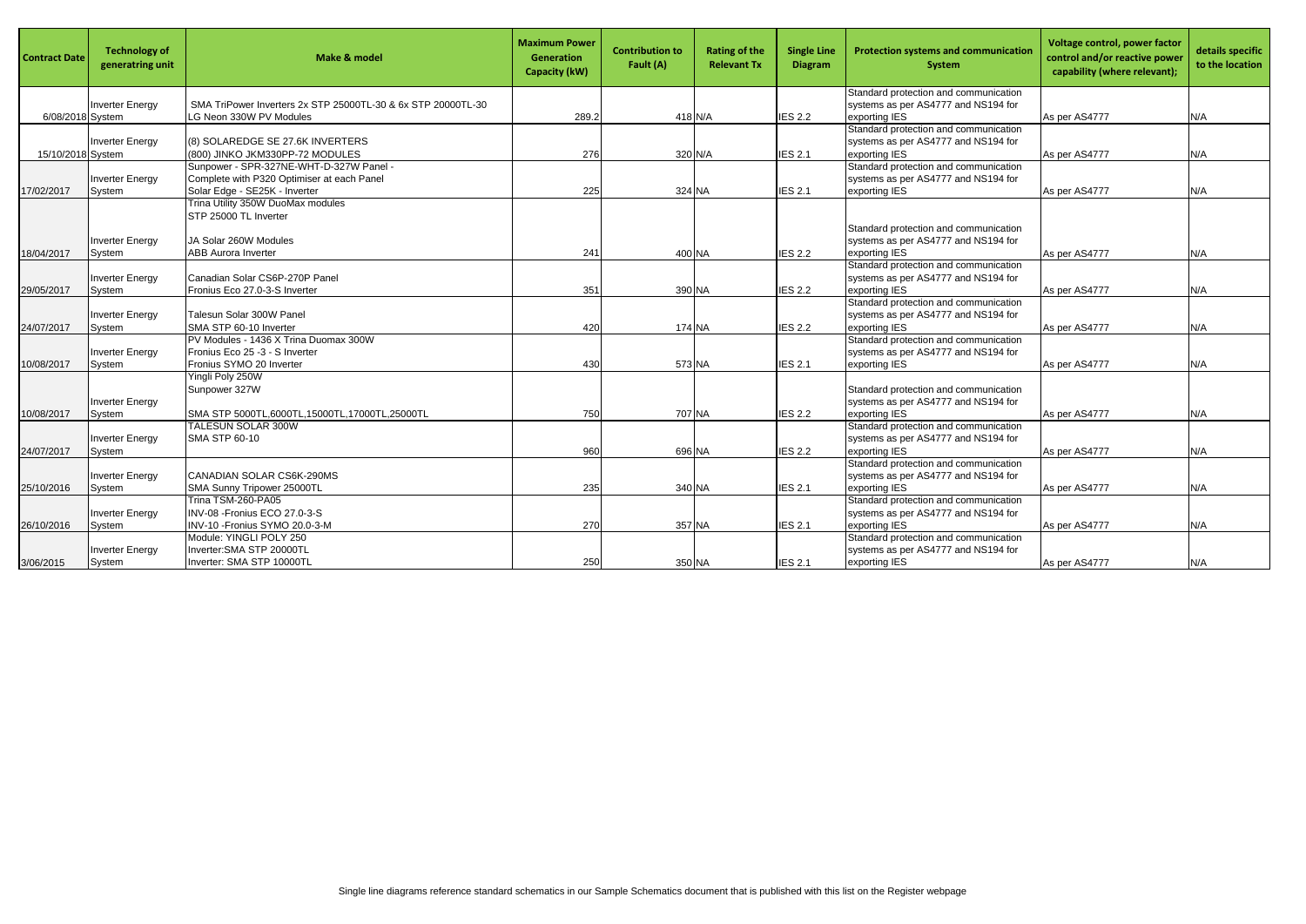| Contract Date | Technology of generatring unit | Make & model | Maximum Power Generation Capacity (kW) | Contribution to Fault (A) | Rating of the Relevant Tx | Single Line Diagram | Protection systems and communication System | Voltage control, power factor control and/or reactive power capability (where relevant); | details specific to the location |
|---|---|---|---|---|---|---|---|---|---|
| 6/08/2018 | Inverter Energy System | SMA TriPower Inverters 2x STP 25000TL-30 & 6x STP 20000TL-30<br>LG Neon 330W PV Modules | 289.2 | 418 | N/A | IES 2.2 | Standard protection and communication systems as per AS4777 and NS194 for exporting IES | As per AS4777 | N/A |
| 15/10/2018 | Inverter Energy System | (8) SOLAREDGE SE 27.6K INVERTERS<br>(800) JINKO JKM330PP-72 MODULES | 276 | 320 | N/A | IES 2.1 | Standard protection and communication systems as per AS4777 and NS194 for exporting IES | As per AS4777 | N/A |
| 17/02/2017 | Inverter Energy System | Sunpower - SPR-327NE-WHT-D-327W Panel -<br>Complete with P320 Optimiser at each Panel<br>Solar Edge - SE25K - Inverter | 225 | 324 | NA | IES 2.1 | Standard protection and communication systems as per AS4777 and NS194 for exporting IES | As per AS4777 | N/A |
| 18/04/2017 | Inverter Energy System | Trina Utility 350W DuoMax modules<br>STP 25000 TL Inverter<br><br>JA Solar 260W Modules<br>ABB Aurora Inverter | 241 | 400 | NA | IES 2.2 | Standard protection and communication systems as per AS4777 and NS194 for exporting IES | As per AS4777 | N/A |
| 29/05/2017 | Inverter Energy System | Canadian Solar CS6P-270P Panel<br>Fronius Eco 27.0-3-S Inverter | 351 | 390 | NA | IES 2.2 | Standard protection and communication systems as per AS4777 and NS194 for exporting IES | As per AS4777 | N/A |
| 24/07/2017 | Inverter Energy System | Talesun Solar 300W Panel<br>SMA STP 60-10 Inverter | 420 | 174 | NA | IES 2.2 | Standard protection and communication systems as per AS4777 and NS194 for exporting IES | As per AS4777 | N/A |
| 10/08/2017 | Inverter Energy System | PV Modules - 1436 X Trina Duomax 300W<br>Fronius Eco 25 -3 - S Inverter<br>Fronius SYMO 20 Inverter | 430 | 573 | NA | IES 2.1 | Standard protection and communication systems as per AS4777 and NS194 for exporting IES | As per AS4777 | N/A |
| 10/08/2017 | Inverter Energy System | Yingli Poly 250W<br>Sunpower 327W<br><br>SMA STP 5000TL,6000TL,15000TL,17000TL,25000TL | 750 | 707 | NA | IES 2.2 | Standard protection and communication systems as per AS4777 and NS194 for exporting IES | As per AS4777 | N/A |
| 24/07/2017 | Inverter Energy System | TALESUN SOLAR 300W<br>SMA STP 60-10 | 960 | 696 | NA | IES 2.2 | Standard protection and communication systems as per AS4777 and NS194 for exporting IES | As per AS4777 | N/A |
| 25/10/2016 | Inverter Energy System | CANADIAN SOLAR CS6K-290MS<br>SMA Sunny Tripower 25000TL | 235 | 340 | NA | IES 2.1 | Standard protection and communication systems as per AS4777 and NS194 for exporting IES | As per AS4777 | N/A |
| 26/10/2016 | Inverter Energy System | Trina TSM-260-PA05<br>INV-08 -Fronius ECO 27.0-3-S<br>INV-10 -Fronius SYMO 20.0-3-M | 270 | 357 | NA | IES 2.1 | Standard protection and communication systems as per AS4777 and NS194 for exporting IES | As per AS4777 | N/A |
| 3/06/2015 | Inverter Energy System | Module: YINGLI POLY 250<br>Inverter:SMA STP 20000TL<br>Inverter: SMA STP 10000TL | 250 | 350 | NA | IES 2.1 | Standard protection and communication systems as per AS4777 and NS194 for exporting IES | As per AS4777 | N/A |

Single line diagrams reference standard schematics in our Sample Schematics document that is published with this list on the Register webpage